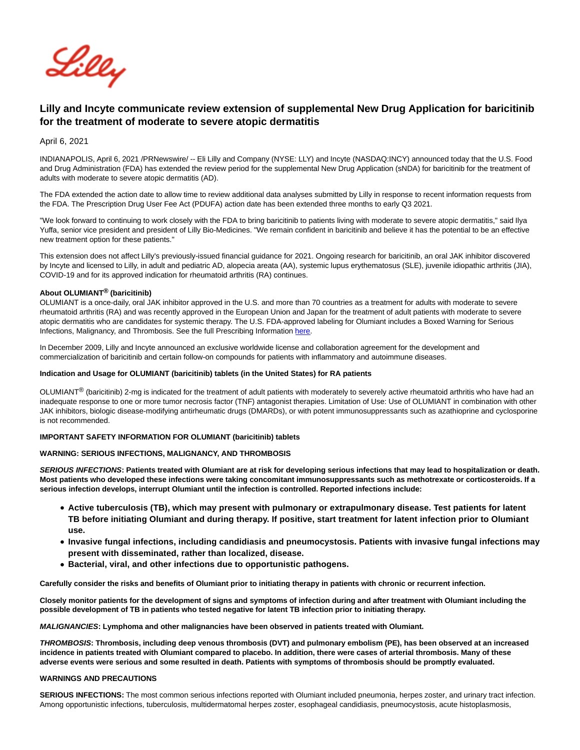# Lilly and Incyte communicate review extension of supplemental New Drug Application for baricitinib for the treatment of moderate to severe atopic dermatitis

April 6, 2021

INDIANAPOLIS, April 6, 2021 /PRNewswire/ -- Eli Lilly and Company (NYSE: LLY) and Incyte (NASDAQ:INCY) announced today that the U.S. Food and Drug Administration (FDA) has extended the review period for the supplemental New Drug Application (sNDA) for baricitinib for the treatment of adults with moderate to severe atopic dermatitis (AD).

The FDA extended the action date to allow time to review additional data analyses submitted by Lilly in response to recent information requests from the FDA. The Prescription Drug User Fee Act (PDUFA) action date has been extended three months to early Q3 2021.

"We look forward to continuing to work closely with the FDA to bring baricitinib to patients living with moderate to severe atopic dermatitis," said Ilya Yuffa, senior vice president and president of Lilly Bio-Medicines. "We remain confident in baricitinib and believe it has the potential to be an effective new treatment option for these patients."

This extension does not affect Lilly's previously-issued financial guidance for 2021. Ongoing research for baricitinib, an oral JAK inhibitor discovered by Incyte and licensed to Lilly, in adult and pediatric AD, alopecia areata (AA), systemic lupus erythematosus (SLE), juvenile idiopathic arthritis (JIA), COVID-19 and for its approved indication for rheumatoid arthritis (RA) continues.

**About OLUMIANT® (baricitinib)**

OLUMIANT is a once-daily, oral JAK inhibitor approved in the U.S. and more than 70 countries as a treatment for adults with moderate to severe rheumatoid arthritis (RA) and was recently approved in the European Union and Japan for the treatment of adult patients with moderate to severe atopic dermatitis who are candidates for systemic therapy. The U.S. FDA-approved labeling for Olumiant includes a Boxed Warning for Serious Infections, Malignancy, and Thrombosis. See the full Prescribing Information here.

In December 2009, Lilly and Incyte announced an exclusive worldwide license and collaboration agreement for the development and commercialization of baricitinib and certain follow-on compounds for patients with inflammatory and autoimmune diseases.

**Indication and Usage for OLUMIANT (baricitinib) tablets (in the United States) for RA patients**

OLUMIANT® (baricitinib) 2-mg is indicated for the treatment of adult patients with moderately to severely active rheumatoid arthritis who have had an inadequate response to one or more tumor necrosis factor (TNF) antagonist therapies. Limitation of Use: Use of OLUMIANT in combination with other JAK inhibitors, biologic disease-modifying antirheumatic drugs (DMARDs), or with potent immunosuppressants such as azathioprine and cyclosporine is not recommended.

**IMPORTANT SAFETY INFORMATION FOR OLUMIANT (baricitinib) tablets**

**WARNING: SERIOUS INFECTIONS, MALIGNANCY, AND THROMBOSIS**

***SERIOUS INFECTIONS*: Patients treated with Olumiant are at risk for developing serious infections that may lead to hospitalization or death. Most patients who developed these infections were taking concomitant immunosuppressants such as methotrexate or corticosteroids. If a serious infection develops, interrupt Olumiant until the infection is controlled. Reported infections include:**

- **Active tuberculosis (TB), which may present with pulmonary or extrapulmonary disease. Test patients for latent TB before initiating Olumiant and during therapy. If positive, start treatment for latent infection prior to Olumiant use.**
- **Invasive fungal infections, including candidiasis and pneumocystosis. Patients with invasive fungal infections may present with disseminated, rather than localized, disease.**
- **Bacterial, viral, and other infections due to opportunistic pathogens.**

**Carefully consider the risks and benefits of Olumiant prior to initiating therapy in patients with chronic or recurrent infection.**

**Closely monitor patients for the development of signs and symptoms of infection during and after treatment with Olumiant including the possible development of TB in patients who tested negative for latent TB infection prior to initiating therapy.**

***MALIGNANCIES*: Lymphoma and other malignancies have been observed in patients treated with Olumiant.**

***THROMBOSIS*: Thrombosis, including deep venous thrombosis (DVT) and pulmonary embolism (PE), has been observed at an increased incidence in patients treated with Olumiant compared to placebo. In addition, there were cases of arterial thrombosis. Many of these adverse events were serious and some resulted in death. Patients with symptoms of thrombosis should be promptly evaluated.**

**WARNINGS AND PRECAUTIONS**

**SERIOUS INFECTIONS:** The most common serious infections reported with Olumiant included pneumonia, herpes zoster, and urinary tract infection. Among opportunistic infections, tuberculosis, multidermatomal herpes zoster, esophageal candidiasis, pneumocystosis, acute histoplasmosis,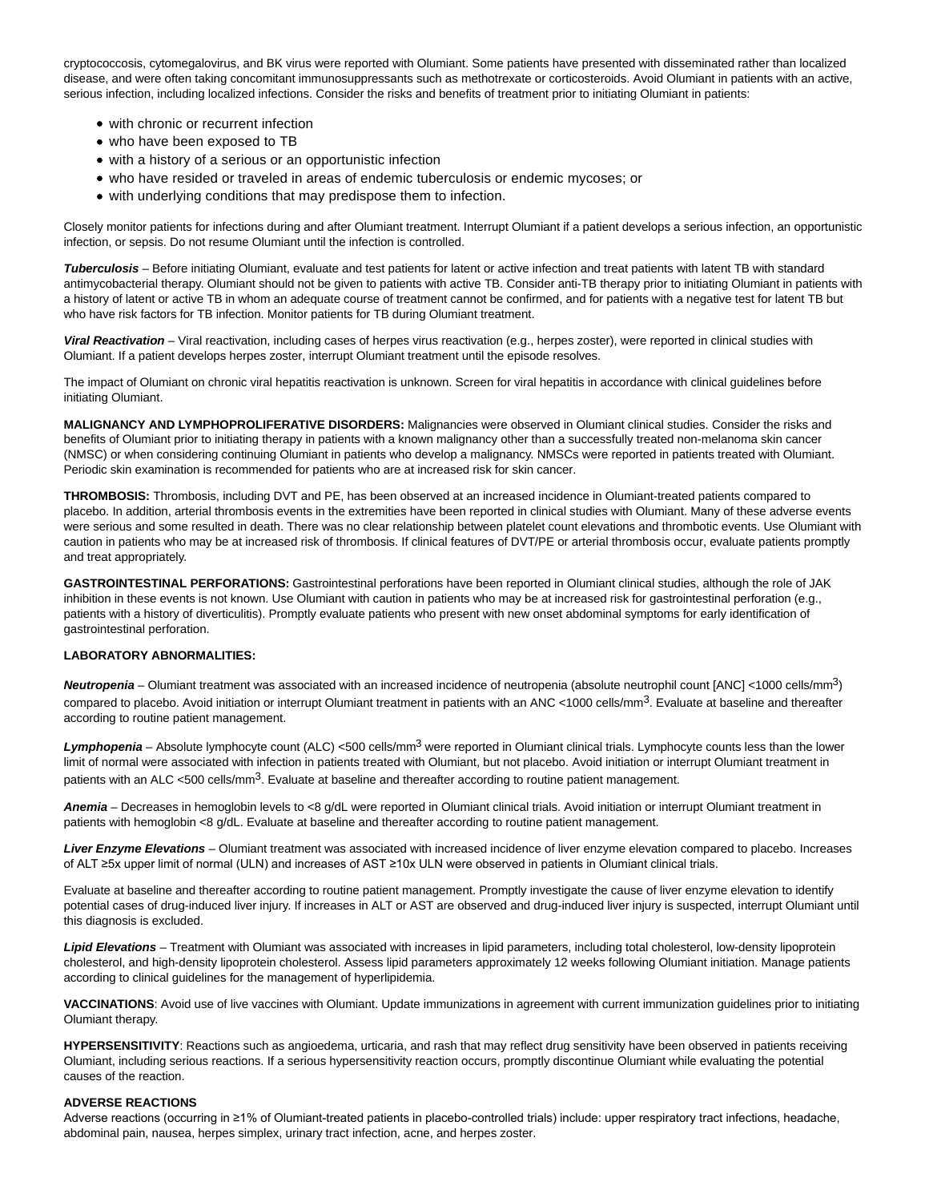cryptococcosis, cytomegalovirus, and BK virus were reported with Olumiant. Some patients have presented with disseminated rather than localized disease, and were often taking concomitant immunosuppressants such as methotrexate or corticosteroids. Avoid Olumiant in patients with an active, serious infection, including localized infections. Consider the risks and benefits of treatment prior to initiating Olumiant in patients:

- with chronic or recurrent infection
- who have been exposed to TB
- with a history of a serious or an opportunistic infection
- who have resided or traveled in areas of endemic tuberculosis or endemic mycoses; or
- with underlying conditions that may predispose them to infection.

Closely monitor patients for infections during and after Olumiant treatment. Interrupt Olumiant if a patient develops a serious infection, an opportunistic infection, or sepsis. Do not resume Olumiant until the infection is controlled.

***Tuberculosis*** – Before initiating Olumiant, evaluate and test patients for latent or active infection and treat patients with latent TB with standard antimycobacterial therapy. Olumiant should not be given to patients with active TB. Consider anti-TB therapy prior to initiating Olumiant in patients with a history of latent or active TB in whom an adequate course of treatment cannot be confirmed, and for patients with a negative test for latent TB but who have risk factors for TB infection. Monitor patients for TB during Olumiant treatment.

***Viral Reactivation*** – Viral reactivation, including cases of herpes virus reactivation (e.g., herpes zoster), were reported in clinical studies with Olumiant. If a patient develops herpes zoster, interrupt Olumiant treatment until the episode resolves.

The impact of Olumiant on chronic viral hepatitis reactivation is unknown. Screen for viral hepatitis in accordance with clinical guidelines before initiating Olumiant.

**MALIGNANCY AND LYMPHOPROLIFERATIVE DISORDERS:** Malignancies were observed in Olumiant clinical studies. Consider the risks and benefits of Olumiant prior to initiating therapy in patients with a known malignancy other than a successfully treated non-melanoma skin cancer (NMSC) or when considering continuing Olumiant in patients who develop a malignancy. NMSCs were reported in patients treated with Olumiant. Periodic skin examination is recommended for patients who are at increased risk for skin cancer.

**THROMBOSIS:** Thrombosis, including DVT and PE, has been observed at an increased incidence in Olumiant-treated patients compared to placebo. In addition, arterial thrombosis events in the extremities have been reported in clinical studies with Olumiant. Many of these adverse events were serious and some resulted in death. There was no clear relationship between platelet count elevations and thrombotic events. Use Olumiant with caution in patients who may be at increased risk of thrombosis. If clinical features of DVT/PE or arterial thrombosis occur, evaluate patients promptly and treat appropriately.

**GASTROINTESTINAL PERFORATIONS:** Gastrointestinal perforations have been reported in Olumiant clinical studies, although the role of JAK inhibition in these events is not known. Use Olumiant with caution in patients who may be at increased risk for gastrointestinal perforation (e.g., patients with a history of diverticulitis). Promptly evaluate patients who present with new onset abdominal symptoms for early identification of gastrointestinal perforation.

**LABORATORY ABNORMALITIES:**

***Neutropenia*** – Olumiant treatment was associated with an increased incidence of neutropenia (absolute neutrophil count [ANC] <1000 cells/mm$^3$) compared to placebo. Avoid initiation or interrupt Olumiant treatment in patients with an ANC <1000 cells/mm$^3$. Evaluate at baseline and thereafter according to routine patient management.

***Lymphopenia*** – Absolute lymphocyte count (ALC) <500 cells/mm$^3$ were reported in Olumiant clinical trials. Lymphocyte counts less than the lower limit of normal were associated with infection in patients treated with Olumiant, but not placebo. Avoid initiation or interrupt Olumiant treatment in patients with an ALC <500 cells/mm$^3$. Evaluate at baseline and thereafter according to routine patient management.

***Anemia*** – Decreases in hemoglobin levels to <8 g/dL were reported in Olumiant clinical trials. Avoid initiation or interrupt Olumiant treatment in patients with hemoglobin <8 g/dL. Evaluate at baseline and thereafter according to routine patient management.

***Liver Enzyme Elevations*** – Olumiant treatment was associated with increased incidence of liver enzyme elevation compared to placebo. Increases of ALT ≥5x upper limit of normal (ULN) and increases of AST ≥10x ULN were observed in patients in Olumiant clinical trials.

Evaluate at baseline and thereafter according to routine patient management. Promptly investigate the cause of liver enzyme elevation to identify potential cases of drug-induced liver injury. If increases in ALT or AST are observed and drug-induced liver injury is suspected, interrupt Olumiant until this diagnosis is excluded.

***Lipid Elevations*** – Treatment with Olumiant was associated with increases in lipid parameters, including total cholesterol, low-density lipoprotein cholesterol, and high-density lipoprotein cholesterol. Assess lipid parameters approximately 12 weeks following Olumiant initiation. Manage patients according to clinical guidelines for the management of hyperlipidemia.

**VACCINATIONS**: Avoid use of live vaccines with Olumiant. Update immunizations in agreement with current immunization guidelines prior to initiating Olumiant therapy.

**HYPERSENSITIVITY**: Reactions such as angioedema, urticaria, and rash that may reflect drug sensitivity have been observed in patients receiving Olumiant, including serious reactions. If a serious hypersensitivity reaction occurs, promptly discontinue Olumiant while evaluating the potential causes of the reaction.

**ADVERSE REACTIONS**

Adverse reactions (occurring in ≥1% of Olumiant-treated patients in placebo-controlled trials) include: upper respiratory tract infections, headache, abdominal pain, nausea, herpes simplex, urinary tract infection, acne, and herpes zoster.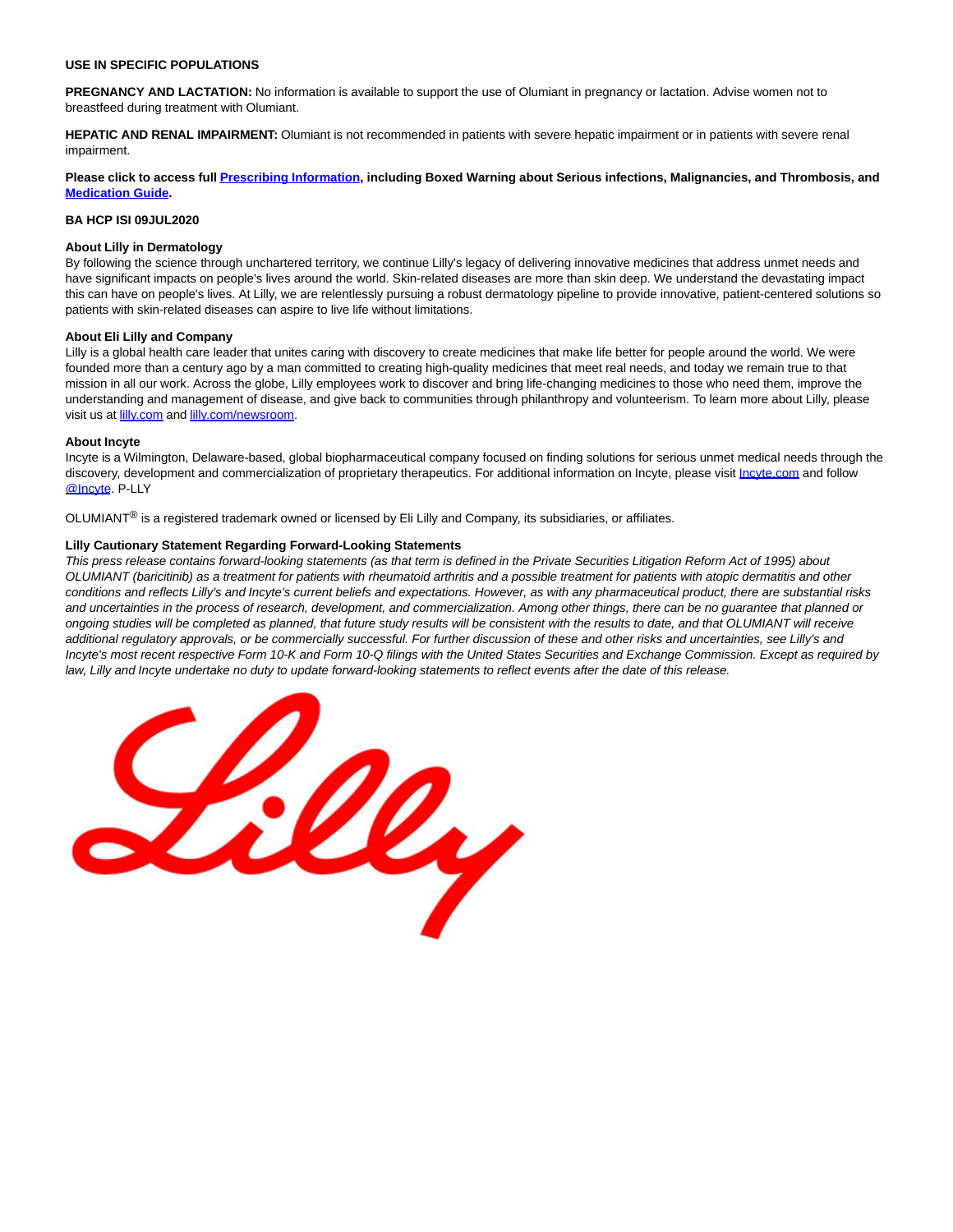**USE IN SPECIFIC POPULATIONS**

**PREGNANCY AND LACTATION:** No information is available to support the use of Olumiant in pregnancy or lactation. Advise women not to breastfeed during treatment with Olumiant.

**HEPATIC AND RENAL IMPAIRMENT:** Olumiant is not recommended in patients with severe hepatic impairment or in patients with severe renal impairment.

**Please click to access full Prescribing Information, including Boxed Warning about Serious infections, Malignancies, and Thrombosis, and Medication Guide.**

**BA HCP ISI 09JUL2020**

**About Lilly in Dermatology**

By following the science through unchartered territory, we continue Lilly's legacy of delivering innovative medicines that address unmet needs and have significant impacts on people's lives around the world. Skin-related diseases are more than skin deep. We understand the devastating impact this can have on people's lives. At Lilly, we are relentlessly pursuing a robust dermatology pipeline to provide innovative, patient-centered solutions so patients with skin-related diseases can aspire to live life without limitations.

**About Eli Lilly and Company**

Lilly is a global health care leader that unites caring with discovery to create medicines that make life better for people around the world. We were founded more than a century ago by a man committed to creating high-quality medicines that meet real needs, and today we remain true to that mission in all our work. Across the globe, Lilly employees work to discover and bring life-changing medicines to those who need them, improve the understanding and management of disease, and give back to communities through philanthropy and volunteerism. To learn more about Lilly, please visit us at lilly.com and lilly.com/newsroom.

**About Incyte**

Incyte is a Wilmington, Delaware-based, global biopharmaceutical company focused on finding solutions for serious unmet medical needs through the discovery, development and commercialization of proprietary therapeutics. For additional information on Incyte, please visit Incyte.com and follow @Incyte. P-LLY

OLUMIANT® is a registered trademark owned or licensed by Eli Lilly and Company, its subsidiaries, or affiliates.

**Lilly Cautionary Statement Regarding Forward-Looking Statements**

*This press release contains forward-looking statements (as that term is defined in the Private Securities Litigation Reform Act of 1995) about OLUMIANT (baricitinib) as a treatment for patients with rheumatoid arthritis and a possible treatment for patients with atopic dermatitis and other conditions and reflects Lilly's and Incyte's current beliefs and expectations. However, as with any pharmaceutical product, there are substantial risks and uncertainties in the process of research, development, and commercialization. Among other things, there can be no guarantee that planned or ongoing studies will be completed as planned, that future study results will be consistent with the results to date, and that OLUMIANT will receive additional regulatory approvals, or be commercially successful. For further discussion of these and other risks and uncertainties, see Lilly's and Incyte's most recent respective Form 10-K and Form 10-Q filings with the United States Securities and Exchange Commission. Except as required by law, Lilly and Incyte undertake no duty to update forward-looking statements to reflect events after the date of this release.*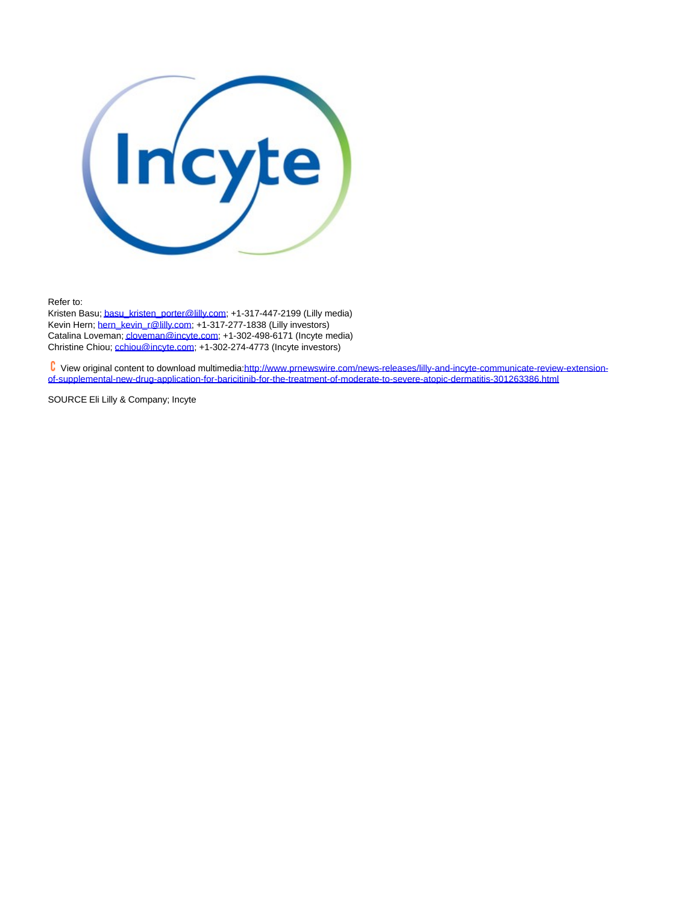Refer to:
Kristen Basu; basu_kristen_porter@lilly.com; +1-317-447-2199 (Lilly media)
Kevin Hern; hern_kevin_r@lilly.com; +1-317-277-1838 (Lilly investors)
Catalina Loveman; cloveman@incyte.com; +1-302-498-6171 (Incyte media)
Christine Chiou; cchiou@incyte.com; +1-302-274-4773 (Incyte investors)

View original content to download multimedia:http://www.prnewswire.com/news-releases/lilly-and-incyte-communicate-review-extension-of-supplemental-new-drug-application-for-baricitinib-for-the-treatment-of-moderate-to-severe-atopic-dermatitis-301263386.html

SOURCE Eli Lilly & Company; Incyte